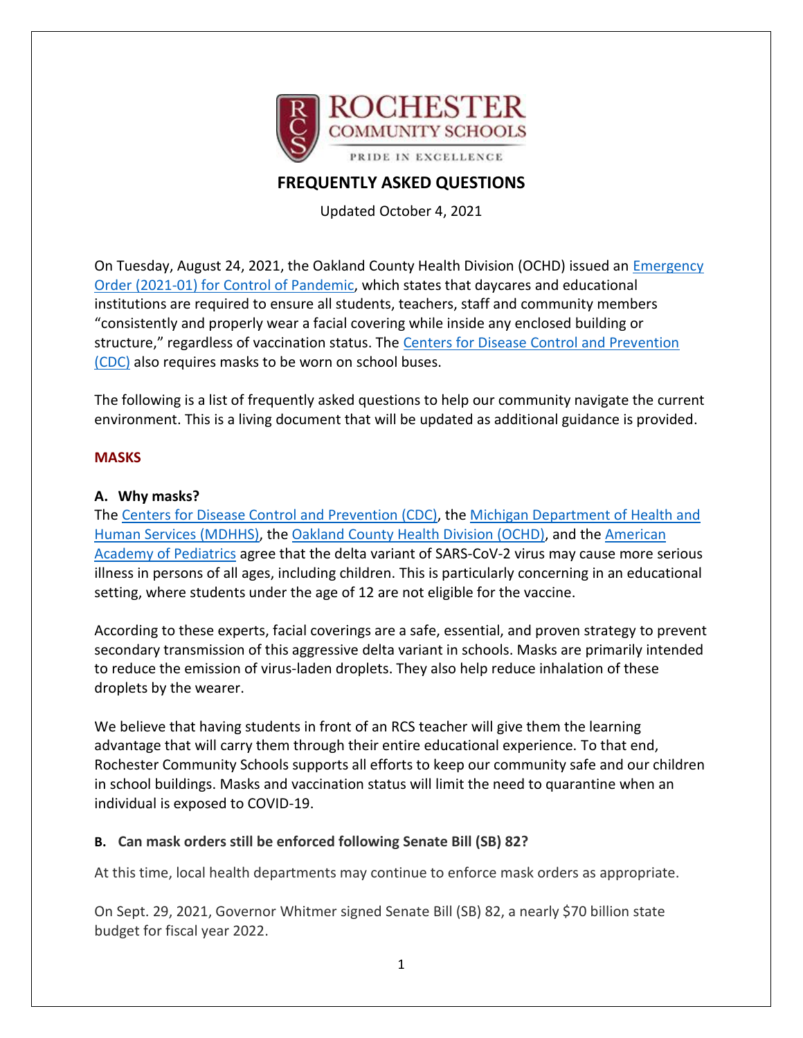# FREQUENTLY ASKED QUESTIONS

Updated October 4, 2021

On Tuesday, August 24, 2021, the Oakland County Health Division (OCHD) issued an Emergency Order (2021-01) for Control of Pandemic, which states that daycares and educational institutions are required to ensure all students, teachers, staff and community members "consistently and properly wear a facial covering while inside any enclosed building or structure," regardless of vaccination status. The Centers for Disease Control and Prevention (CDC) also requires masks to be worn on school buses.

The following is a list of frequently asked questions to help our community navigate the current environment. This is a living document that will be updated as additional guidance is provided.

## MASKS

### A. Why masks?

The Centers for Disease Control and Prevention (CDC), the Michigan Department of Health and Human Services (MDHHS), the Oakland County Health Division (OCHD), and the American Academy of Pediatrics agree that the delta variant of SARS-CoV-2 virus may cause more serious illness in persons of all ages, including children. This is particularly concerning in an educational setting, where students under the age of 12 are not eligible for the vaccine.

According to these experts, facial coverings are a safe, essential, and proven strategy to prevent secondary transmission of this aggressive delta variant in schools. Masks are primarily intended to reduce the emission of virus-laden droplets. They also help reduce inhalation of these droplets by the wearer.

We believe that having students in front of an RCS teacher will give them the learning advantage that will carry them through their entire educational experience. To that end, Rochester Community Schools supports all efforts to keep our community safe and our children in school buildings. Masks and vaccination status will limit the need to quarantine when an individual is exposed to COVID-19.

### B. Can mask orders still be enforced following Senate Bill (SB) 82?

At this time, local health departments may continue to enforce mask orders as appropriate.

On Sept. 29, 2021, Governor Whitmer signed Senate Bill (SB) 82, a nearly $70 billion state budget for fiscal year 2022.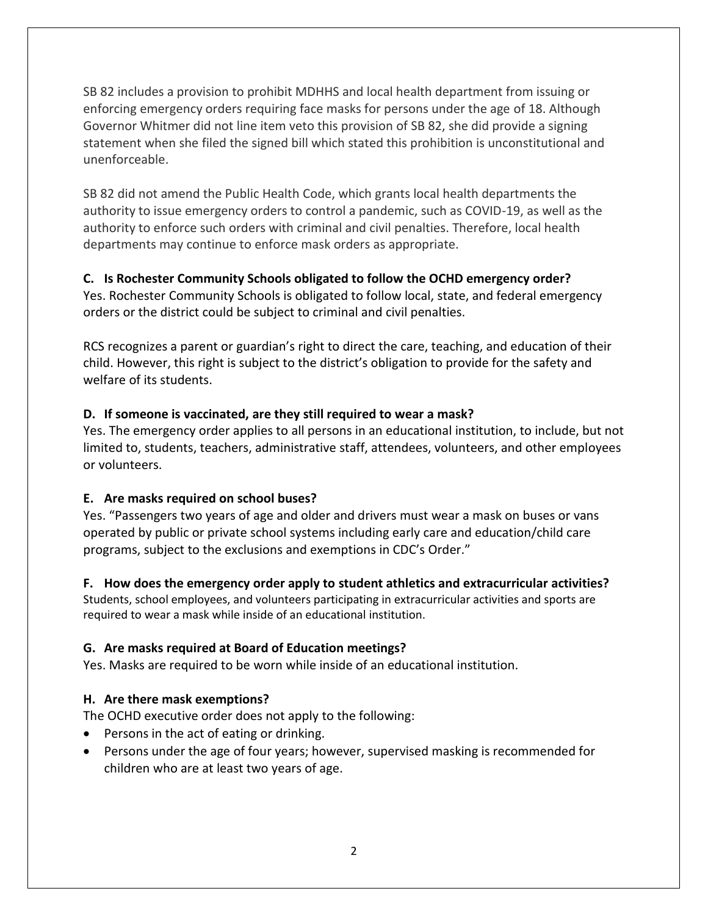SB 82 includes a provision to prohibit MDHHS and local health department from issuing or enforcing emergency orders requiring face masks for persons under the age of 18. Although Governor Whitmer did not line item veto this provision of SB 82, she did provide a signing statement when she filed the signed bill which stated this prohibition is unconstitutional and unenforceable.

SB 82 did not amend the Public Health Code, which grants local health departments the authority to issue emergency orders to control a pandemic, such as COVID-19, as well as the authority to enforce such orders with criminal and civil penalties. Therefore, local health departments may continue to enforce mask orders as appropriate.

**C. Is Rochester Community Schools obligated to follow the OCHD emergency order?**

Yes. Rochester Community Schools is obligated to follow local, state, and federal emergency orders or the district could be subject to criminal and civil penalties.

RCS recognizes a parent or guardian's right to direct the care, teaching, and education of their child. However, this right is subject to the district's obligation to provide for the safety and welfare of its students.

**D. If someone is vaccinated, are they still required to wear a mask?**

Yes. The emergency order applies to all persons in an educational institution, to include, but not limited to, students, teachers, administrative staff, attendees, volunteers, and other employees or volunteers.

**E. Are masks required on school buses?**

Yes. "Passengers two years of age and older and drivers must wear a mask on buses or vans operated by public or private school systems including early care and education/child care programs, subject to the exclusions and exemptions in CDC's Order."

**F. How does the emergency order apply to student athletics and extracurricular activities?**

Students, school employees, and volunteers participating in extracurricular activities and sports are required to wear a mask while inside of an educational institution.

**G. Are masks required at Board of Education meetings?**

Yes. Masks are required to be worn while inside of an educational institution.

**H. Are there mask exemptions?**

The OCHD executive order does not apply to the following:

- Persons in the act of eating or drinking.
- Persons under the age of four years; however, supervised masking is recommended for children who are at least two years of age.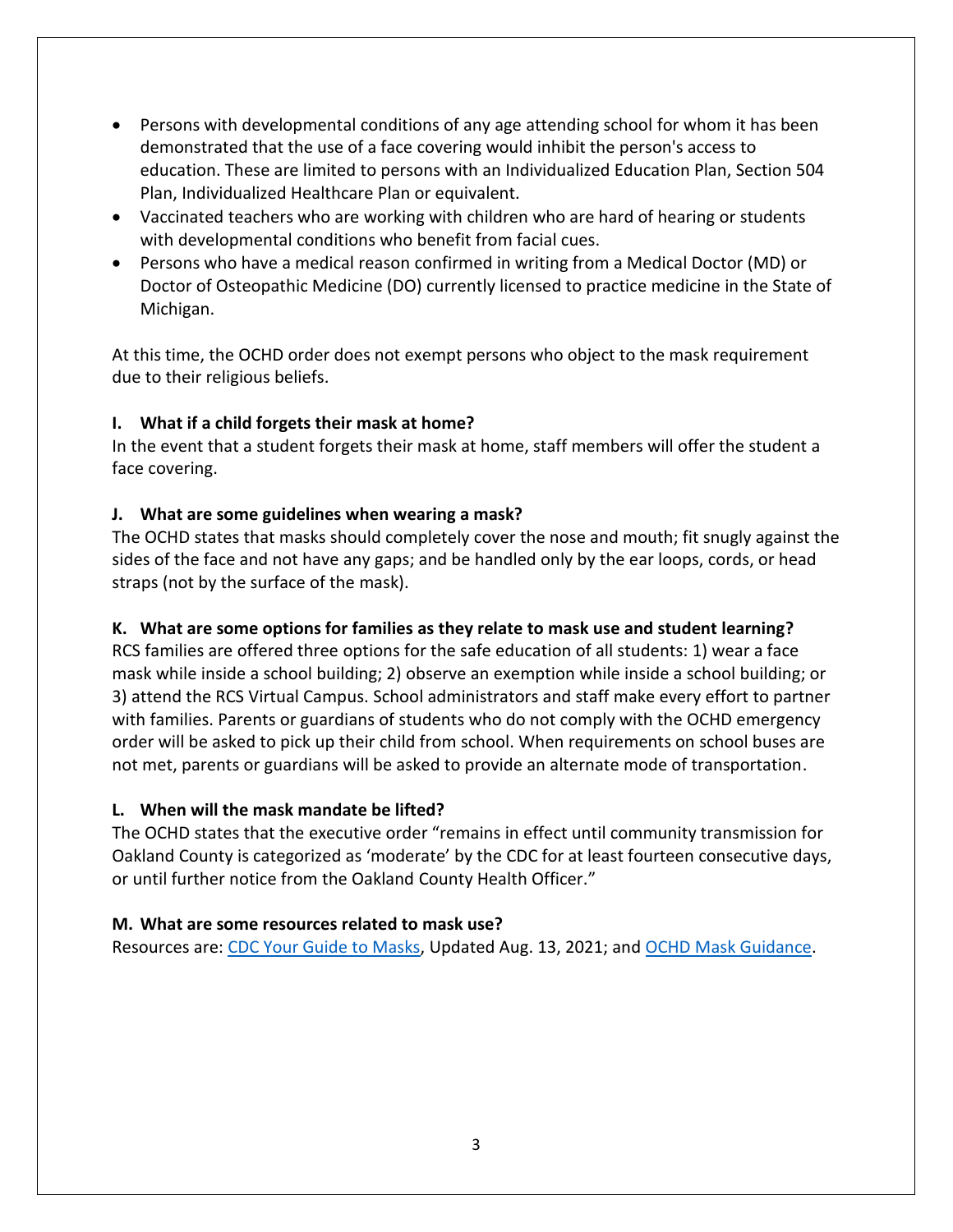- Persons with developmental conditions of any age attending school for whom it has been demonstrated that the use of a face covering would inhibit the person's access to education. These are limited to persons with an Individualized Education Plan, Section 504 Plan, Individualized Healthcare Plan or equivalent.
- Vaccinated teachers who are working with children who are hard of hearing or students with developmental conditions who benefit from facial cues.
- Persons who have a medical reason confirmed in writing from a Medical Doctor (MD) or Doctor of Osteopathic Medicine (DO) currently licensed to practice medicine in the State of Michigan.

At this time, the OCHD order does not exempt persons who object to the mask requirement due to their religious beliefs.

**I. What if a child forgets their mask at home?**

In the event that a student forgets their mask at home, staff members will offer the student a face covering.

**J. What are some guidelines when wearing a mask?**

The OCHD states that masks should completely cover the nose and mouth; fit snugly against the sides of the face and not have any gaps; and be handled only by the ear loops, cords, or head straps (not by the surface of the mask).

**K. What are some options for families as they relate to mask use and student learning?**

RCS families are offered three options for the safe education of all students: 1) wear a face mask while inside a school building; 2) observe an exemption while inside a school building; or 3) attend the RCS Virtual Campus. School administrators and staff make every effort to partner with families. Parents or guardians of students who do not comply with the OCHD emergency order will be asked to pick up their child from school. When requirements on school buses are not met, parents or guardians will be asked to provide an alternate mode of transportation.

**L. When will the mask mandate be lifted?**

The OCHD states that the executive order "remains in effect until community transmission for Oakland County is categorized as 'moderate' by the CDC for at least fourteen consecutive days, or until further notice from the Oakland County Health Officer."

**M. What are some resources related to mask use?**

Resources are: CDC Your Guide to Masks, Updated Aug. 13, 2021; and OCHD Mask Guidance.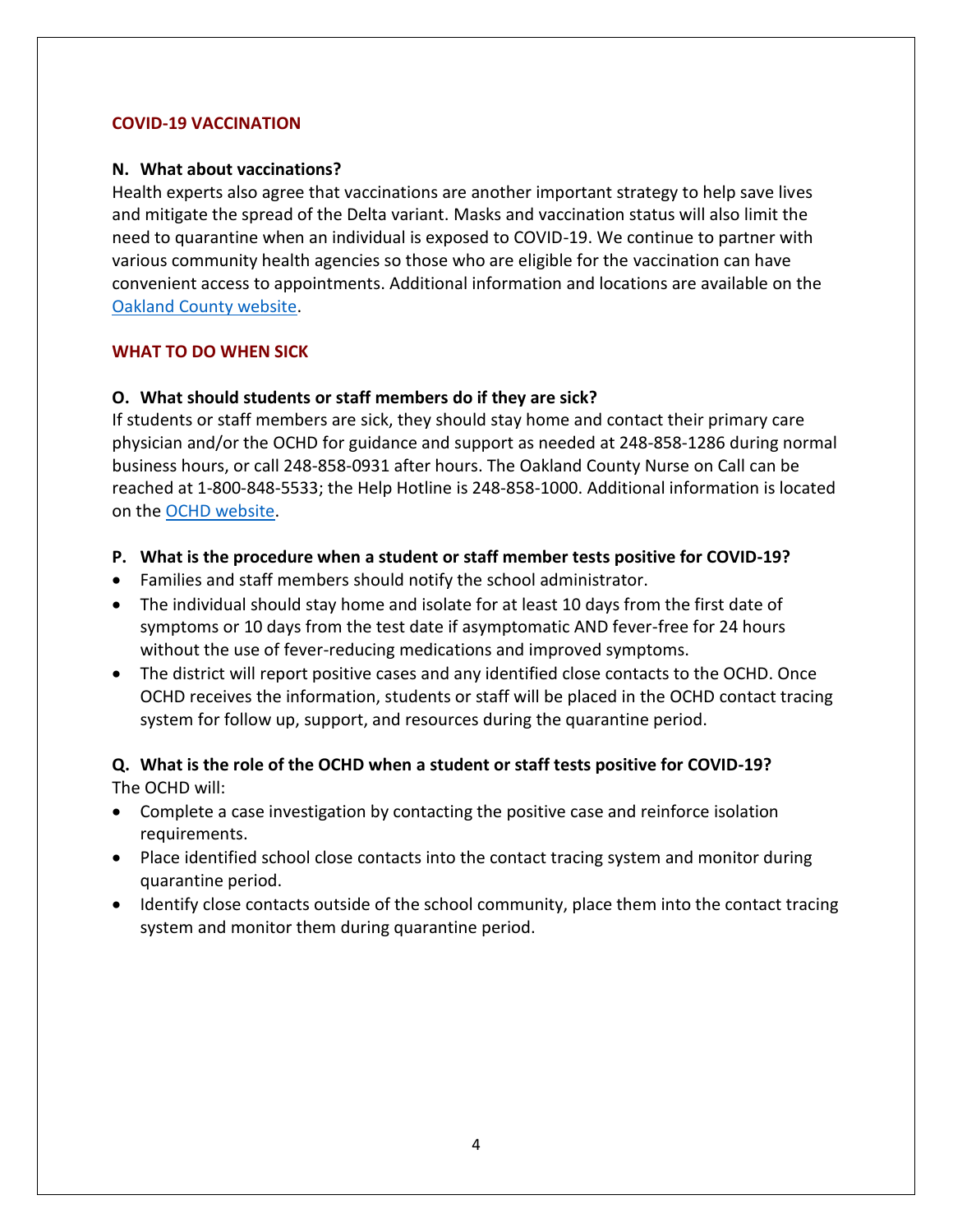## COVID-19 VACCINATION

### N. What about vaccinations?

Health experts also agree that vaccinations are another important strategy to help save lives and mitigate the spread of the Delta variant. Masks and vaccination status will also limit the need to quarantine when an individual is exposed to COVID-19. We continue to partner with various community health agencies so those who are eligible for the vaccination can have convenient access to appointments. Additional information and locations are available on the Oakland County website.

## WHAT TO DO WHEN SICK

### O. What should students or staff members do if they are sick?

If students or staff members are sick, they should stay home and contact their primary care physician and/or the OCHD for guidance and support as needed at 248-858-1286 during normal business hours, or call 248-858-0931 after hours. The Oakland County Nurse on Call can be reached at 1-800-848-5533; the Help Hotline is 248-858-1000. Additional information is located on the OCHD website.

### P. What is the procedure when a student or staff member tests positive for COVID-19?

- Families and staff members should notify the school administrator.
- The individual should stay home and isolate for at least 10 days from the first date of symptoms or 10 days from the test date if asymptomatic AND fever-free for 24 hours without the use of fever-reducing medications and improved symptoms.
- The district will report positive cases and any identified close contacts to the OCHD. Once OCHD receives the information, students or staff will be placed in the OCHD contact tracing system for follow up, support, and resources during the quarantine period.

### Q. What is the role of the OCHD when a student or staff tests positive for COVID-19?

The OCHD will:

- Complete a case investigation by contacting the positive case and reinforce isolation requirements.
- Place identified school close contacts into the contact tracing system and monitor during quarantine period.
- Identify close contacts outside of the school community, place them into the contact tracing system and monitor them during quarantine period.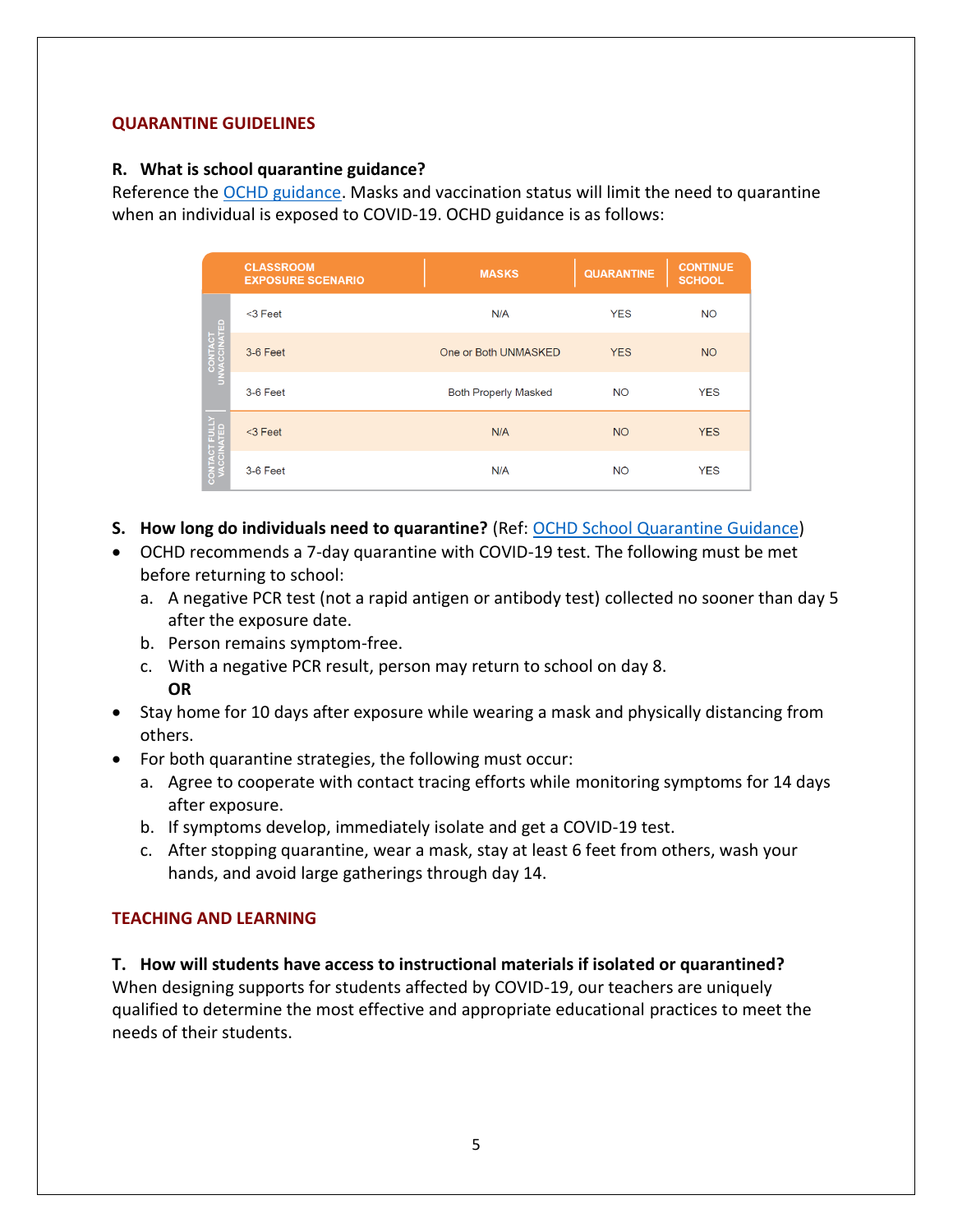## QUARANTINE GUIDELINES

**R. What is school quarantine guidance?**

Reference the OCHD guidance. Masks and vaccination status will limit the need to quarantine when an individual is exposed to COVID-19. OCHD guidance is as follows:

| | CLASSROOM EXPOSURE SCENARIO | MASKS | QUARANTINE | CONTINUE SCHOOL |
|---|---|---|---|---|
| CONTACT UNVACCINATED | <3 Feet | N/A | YES | NO |
| CONTACT UNVACCINATED | 3-6 Feet | One or Both UNMASKED | YES | NO |
| CONTACT UNVACCINATED | 3-6 Feet | Both Properly Masked | NO | YES |
| CONTACT FULLY VACCINATED | <3 Feet | N/A | NO | YES |
| CONTACT FULLY VACCINATED | 3-6 Feet | N/A | NO | YES |

**S. How long do individuals need to quarantine?** (Ref: OCHD School Quarantine Guidance)

- OCHD recommends a 7-day quarantine with COVID-19 test. The following must be met before returning to school:
  a. A negative PCR test (not a rapid antigen or antibody test) collected no sooner than day 5 after the exposure date.
  b. Person remains symptom-free.
  c. With a negative PCR result, person may return to school on day 8.
  **OR**
- Stay home for 10 days after exposure while wearing a mask and physically distancing from others.
- For both quarantine strategies, the following must occur:
  a. Agree to cooperate with contact tracing efforts while monitoring symptoms for 14 days after exposure.
  b. If symptoms develop, immediately isolate and get a COVID-19 test.
  c. After stopping quarantine, wear a mask, stay at least 6 feet from others, wash your hands, and avoid large gatherings through day 14.

## TEACHING AND LEARNING

**T. How will students have access to instructional materials if isolated or quarantined?**

When designing supports for students affected by COVID-19, our teachers are uniquely qualified to determine the most effective and appropriate educational practices to meet the needs of their students.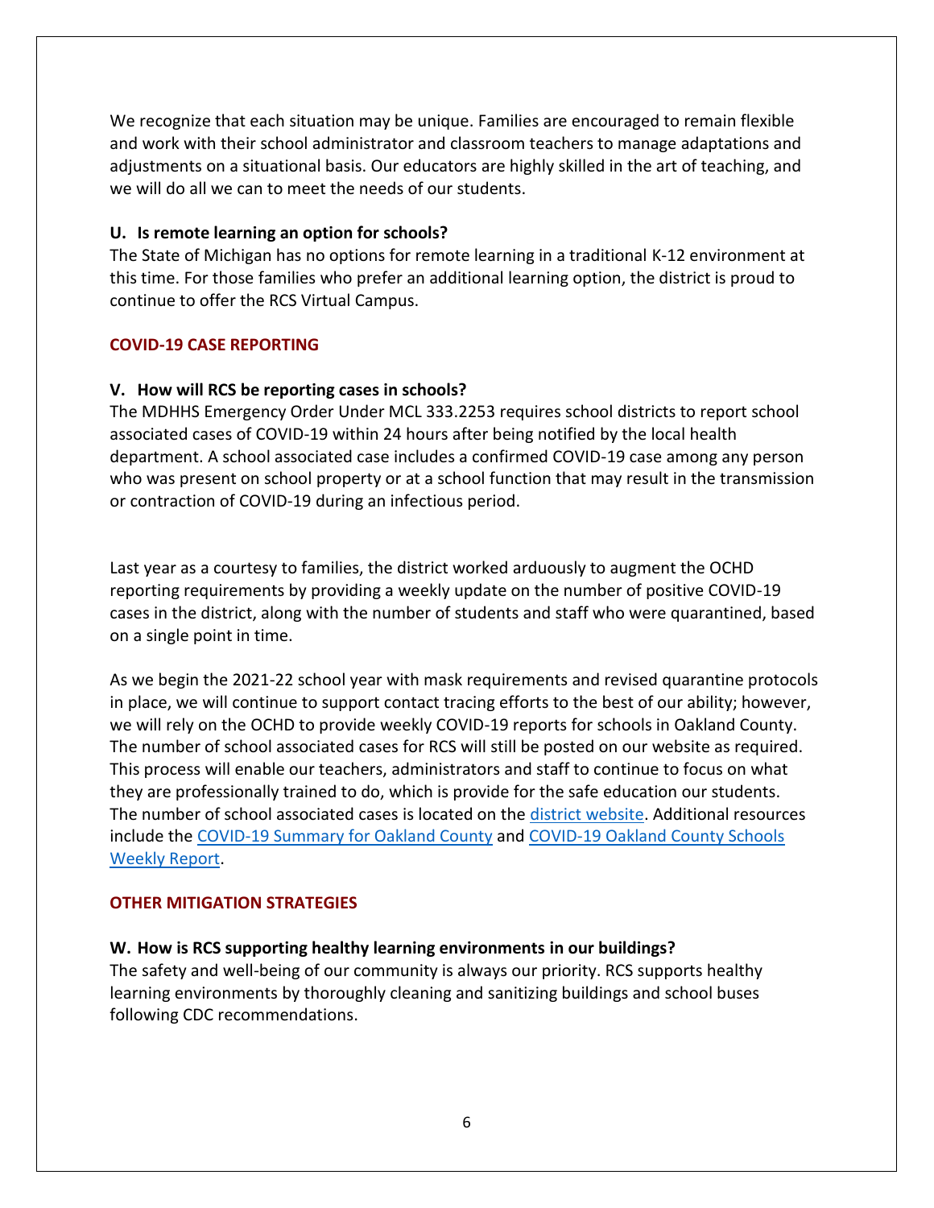We recognize that each situation may be unique. Families are encouraged to remain flexible and work with their school administrator and classroom teachers to manage adaptations and adjustments on a situational basis. Our educators are highly skilled in the art of teaching, and we will do all we can to meet the needs of our students.

**U. Is remote learning an option for schools?**

The State of Michigan has no options for remote learning in a traditional K-12 environment at this time. For those families who prefer an additional learning option, the district is proud to continue to offer the RCS Virtual Campus.

## COVID-19 CASE REPORTING

**V. How will RCS be reporting cases in schools?**

The MDHHS Emergency Order Under MCL 333.2253 requires school districts to report school associated cases of COVID-19 within 24 hours after being notified by the local health department. A school associated case includes a confirmed COVID-19 case among any person who was present on school property or at a school function that may result in the transmission or contraction of COVID-19 during an infectious period.

Last year as a courtesy to families, the district worked arduously to augment the OCHD reporting requirements by providing a weekly update on the number of positive COVID-19 cases in the district, along with the number of students and staff who were quarantined, based on a single point in time.

As we begin the 2021-22 school year with mask requirements and revised quarantine protocols in place, we will continue to support contact tracing efforts to the best of our ability; however, we will rely on the OCHD to provide weekly COVID-19 reports for schools in Oakland County. The number of school associated cases for RCS will still be posted on our website as required. This process will enable our teachers, administrators and staff to continue to focus on what they are professionally trained to do, which is provide for the safe education our students. The number of school associated cases is located on the district website. Additional resources include the COVID-19 Summary for Oakland County and COVID-19 Oakland County Schools Weekly Report.

## OTHER MITIGATION STRATEGIES

**W. How is RCS supporting healthy learning environments in our buildings?**

The safety and well-being of our community is always our priority. RCS supports healthy learning environments by thoroughly cleaning and sanitizing buildings and school buses following CDC recommendations.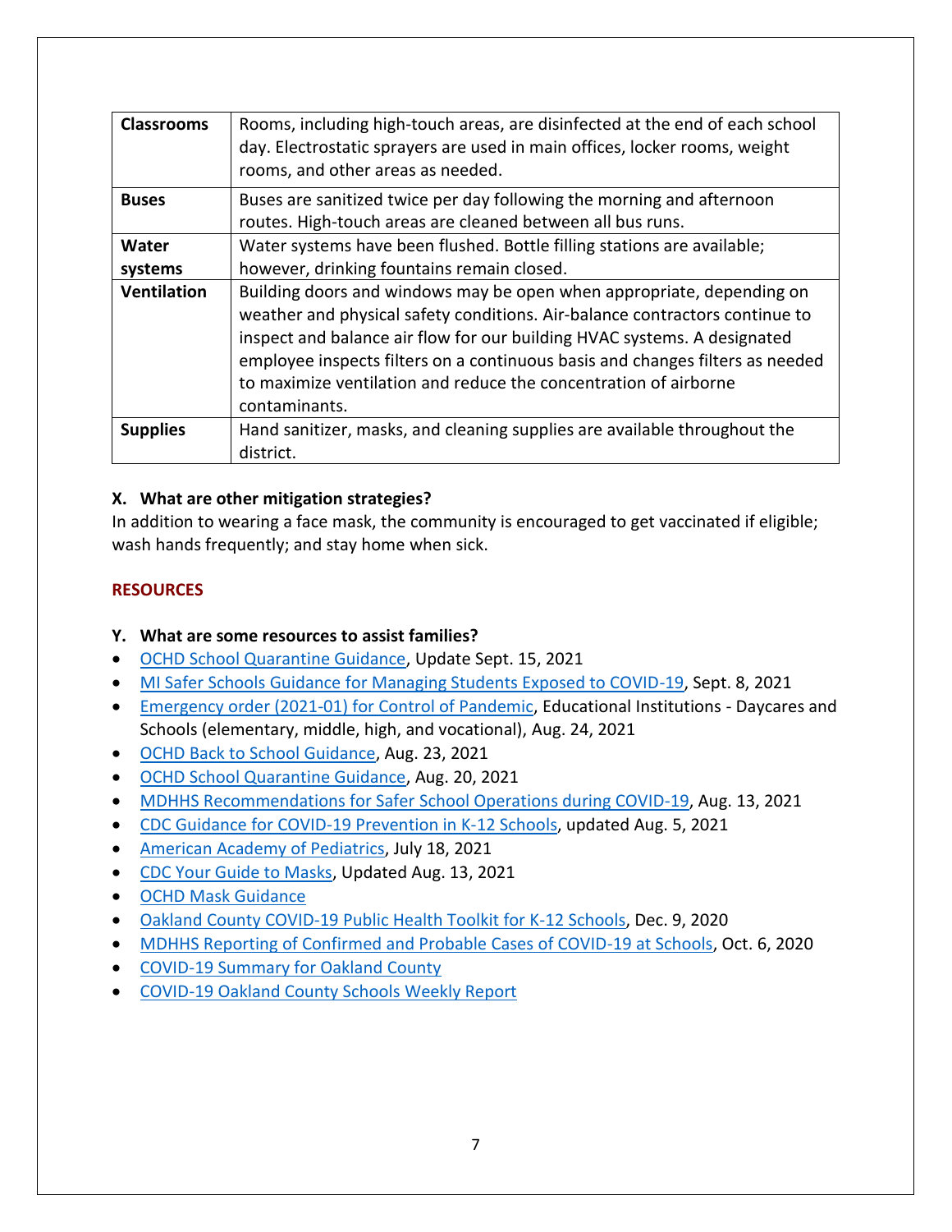| | |
|---|---|
| **Classrooms** | Rooms, including high-touch areas, are disinfected at the end of each school day. Electrostatic sprayers are used in main offices, locker rooms, weight rooms, and other areas as needed. |
| **Buses** | Buses are sanitized twice per day following the morning and afternoon routes. High-touch areas are cleaned between all bus runs. |
| **Water systems** | Water systems have been flushed. Bottle filling stations are available; however, drinking fountains remain closed. |
| **Ventilation** | Building doors and windows may be open when appropriate, depending on weather and physical safety conditions. Air-balance contractors continue to inspect and balance air flow for our building HVAC systems. A designated employee inspects filters on a continuous basis and changes filters as needed to maximize ventilation and reduce the concentration of airborne contaminants. |
| **Supplies** | Hand sanitizer, masks, and cleaning supplies are available throughout the district. |

**X. What are other mitigation strategies?**

In addition to wearing a face mask, the community is encouraged to get vaccinated if eligible; wash hands frequently; and stay home when sick.

## RESOURCES

**Y. What are some resources to assist families?**

- OCHD School Quarantine Guidance, Update Sept. 15, 2021
- MI Safer Schools Guidance for Managing Students Exposed to COVID-19, Sept. 8, 2021
- Emergency order (2021-01) for Control of Pandemic, Educational Institutions - Daycares and Schools (elementary, middle, high, and vocational), Aug. 24, 2021
- OCHD Back to School Guidance, Aug. 23, 2021
- OCHD School Quarantine Guidance, Aug. 20, 2021
- MDHHS Recommendations for Safer School Operations during COVID-19, Aug. 13, 2021
- CDC Guidance for COVID-19 Prevention in K-12 Schools, updated Aug. 5, 2021
- American Academy of Pediatrics, July 18, 2021
- CDC Your Guide to Masks, Updated Aug. 13, 2021
- OCHD Mask Guidance
- Oakland County COVID-19 Public Health Toolkit for K-12 Schools, Dec. 9, 2020
- MDHHS Reporting of Confirmed and Probable Cases of COVID-19 at Schools, Oct. 6, 2020
- COVID-19 Summary for Oakland County
- COVID-19 Oakland County Schools Weekly Report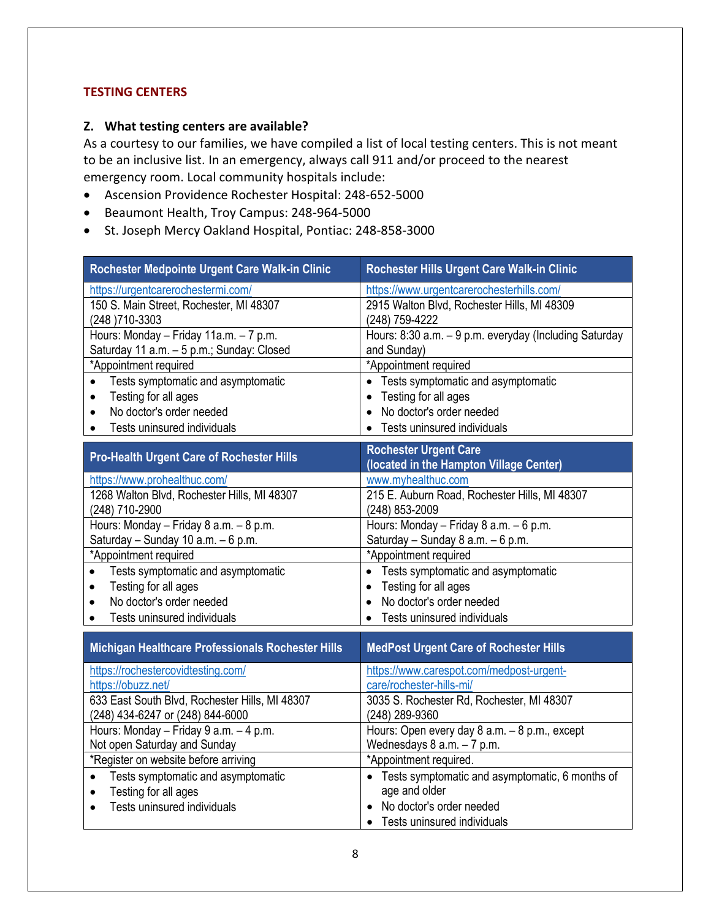## TESTING CENTERS

### Z. What testing centers are available?

As a courtesy to our families, we have compiled a list of local testing centers. This is not meant to be an inclusive list. In an emergency, always call 911 and/or proceed to the nearest emergency room. Local community hospitals include:

- Ascension Providence Rochester Hospital: 248-652-5000
- Beaumont Health, Troy Campus: 248-964-5000
- St. Joseph Mercy Oakland Hospital, Pontiac: 248-858-3000

| Rochester Medpointe Urgent Care Walk-in Clinic | Rochester Hills Urgent Care Walk-in Clinic |
|---|---|
| https://urgentcarerochestermi.com/ | https://www.urgentcarerochesterhills.com/ |
| 150 S. Main Street, Rochester, MI 48307<br>(248 )710-3303 | 2915 Walton Blvd, Rochester Hills, MI 48309<br>(248) 759-4222 |
| Hours: Monday – Friday 11a.m. – 7 p.m.<br>Saturday 11 a.m. – 5 p.m.; Sunday: Closed | Hours: 8:30 a.m. – 9 p.m. everyday (Including Saturday and Sunday) |
| *Appointment required | *Appointment required |
| • Tests symptomatic and asymptomatic<br>• Testing for all ages<br>• No doctor's order needed<br>• Tests uninsured individuals | • Tests symptomatic and asymptomatic<br>• Testing for all ages<br>• No doctor's order needed<br>• Tests uninsured individuals |

| Pro-Health Urgent Care of Rochester Hills | Rochester Urgent Care (located in the Hampton Village Center) |
|---|---|
| https://www.prohealthuc.com/ | www.myhealthuc.com |
| 1268 Walton Blvd, Rochester Hills, MI 48307<br>(248) 710-2900 | 215 E. Auburn Road, Rochester Hills, MI 48307<br>(248) 853-2009 |
| Hours: Monday – Friday 8 a.m. – 8 p.m.<br>Saturday – Sunday 10 a.m. – 6 p.m. | Hours: Monday – Friday 8 a.m. – 6 p.m.<br>Saturday – Sunday 8 a.m. – 6 p.m. |
| *Appointment required | *Appointment required |
| • Tests symptomatic and asymptomatic<br>• Testing for all ages<br>• No doctor's order needed<br>• Tests uninsured individuals | • Tests symptomatic and asymptomatic<br>• Testing for all ages<br>• No doctor's order needed<br>• Tests uninsured individuals |

| Michigan Healthcare Professionals Rochester Hills | MedPost Urgent Care of Rochester Hills |
|---|---|
| https://rochestercovidtesting.com/<br>https://obuzz.net/ | https://www.carespot.com/medpost-urgent-care/rochester-hills-mi/ |
| 633 East South Blvd, Rochester Hills, MI 48307<br>(248) 434-6247 or (248) 844-6000 | 3035 S. Rochester Rd, Rochester, MI 48307<br>(248) 289-9360 |
| Hours: Monday – Friday 9 a.m. – 4 p.m.<br>Not open Saturday and Sunday | Hours: Open every day 8 a.m. – 8 p.m., except Wednesdays 8 a.m. – 7 p.m. |
| *Register on website before arriving | *Appointment required. |
| • Tests symptomatic and asymptomatic<br>• Testing for all ages<br>• Tests uninsured individuals | • Tests symptomatic and asymptomatic, 6 months of age and older<br>• No doctor's order needed<br>• Tests uninsured individuals |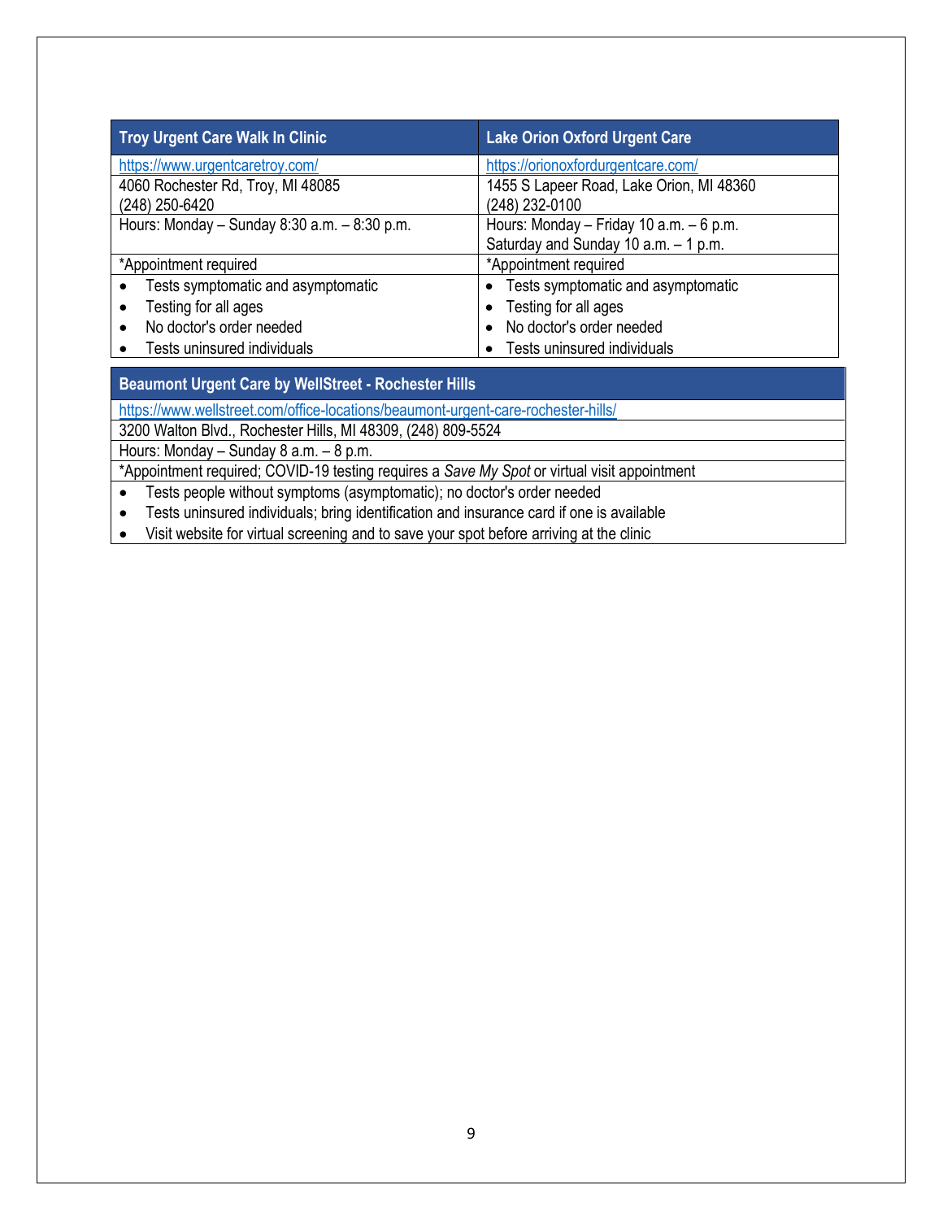| Troy Urgent Care Walk In Clinic | Lake Orion Oxford Urgent Care |
|---|---|
| https://www.urgentcaretroy.com/ | https://orionoxfordurgentcare.com/ |
| 4060 Rochester Rd, Troy, MI 48085<br>(248) 250-6420 | 1455 S Lapeer Road, Lake Orion, MI 48360<br>(248) 232-0100 |
| Hours: Monday – Sunday 8:30 a.m. – 8:30 p.m. | Hours: Monday – Friday 10 a.m. – 6 p.m.<br>Saturday and Sunday 10 a.m. – 1 p.m. |
| *Appointment required | *Appointment required |
| • Tests symptomatic and asymptomatic<br>• Testing for all ages<br>• No doctor's order needed<br>• Tests uninsured individuals | • Tests symptomatic and asymptomatic<br>• Testing for all ages<br>• No doctor's order needed<br>• Tests uninsured individuals |

| Beaumont Urgent Care by WellStreet - Rochester Hills |
|---|
| https://www.wellstreet.com/office-locations/beaumont-urgent-care-rochester-hills/ |
| 3200 Walton Blvd., Rochester Hills, MI 48309, (248) 809-5524 |
| Hours: Monday – Sunday 8 a.m. – 8 p.m. |
| *Appointment required; COVID-19 testing requires a *Save My Spot* or virtual visit appointment |
| • Tests people without symptoms (asymptomatic); no doctor's order needed<br>• Tests uninsured individuals; bring identification and insurance card if one is available<br>• Visit website for virtual screening and to save your spot before arriving at the clinic |